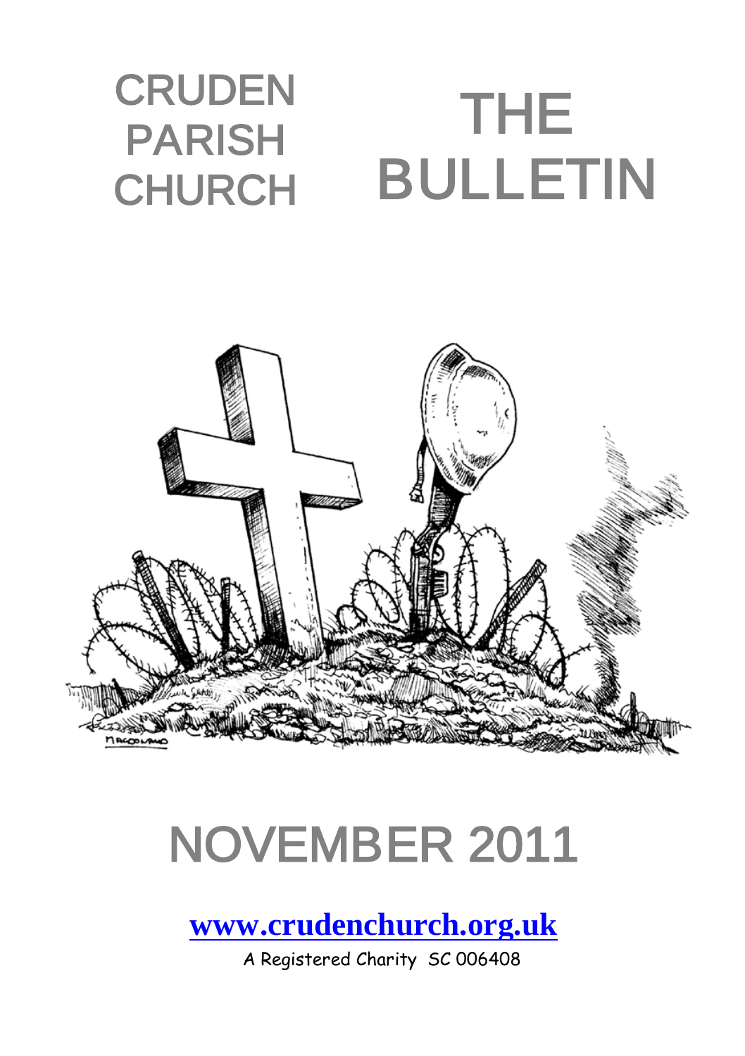# CRUDEN PARISH CHURCH

# THE BULLETIN

# NOVEMBER 2011

www.crudenchurch.org.uk

A Registered Charity SC 006408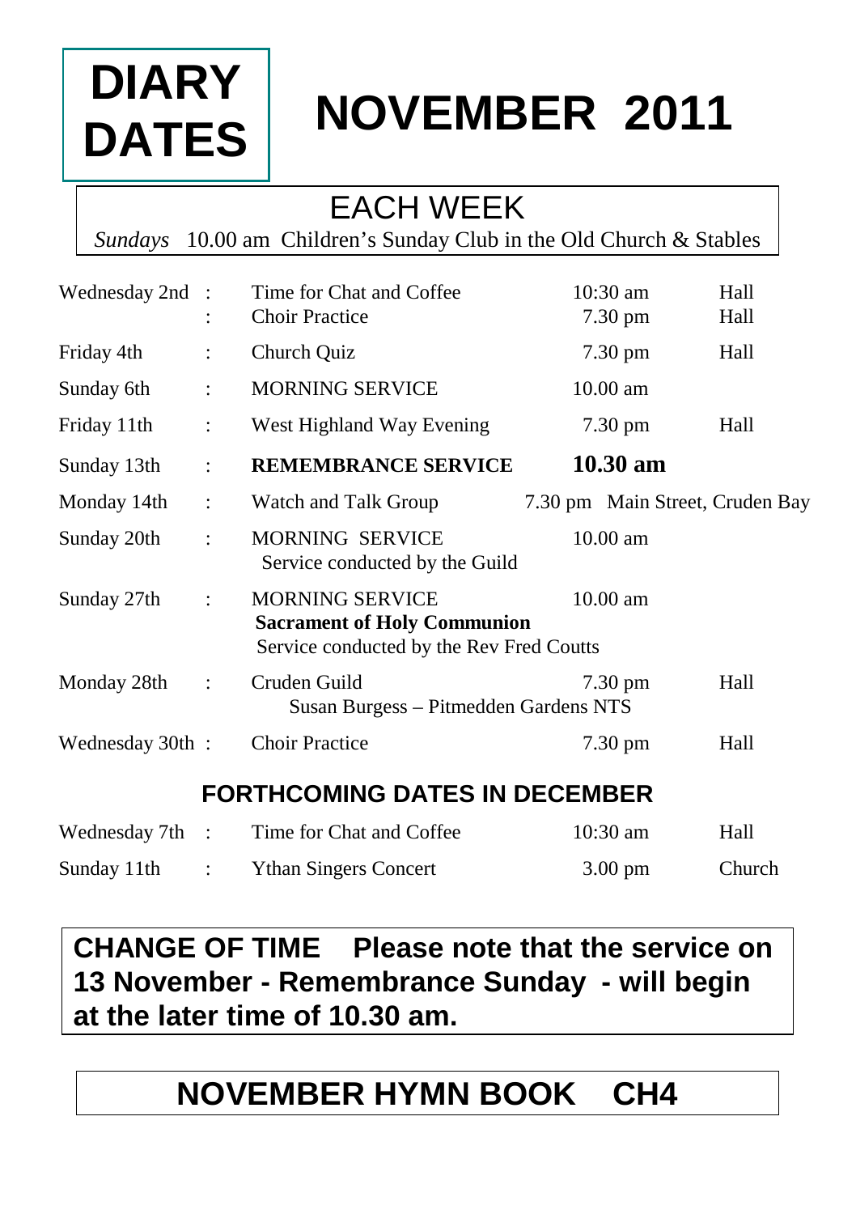# DIARY DATES NOVEMBER 2011

## EACH WEEK

*Sundays* 10.00 am Children's Sunday Club in the Old Church & Stables

| Date | | Event | Time | Venue |
|---|---|---|---|---|
| Wednesday 2nd | : | Time for Chat and Coffee | 10:30 am | Hall |
| | : | Choir Practice | 7.30 pm | Hall |
| Friday 4th | : | Church Quiz | 7.30 pm | Hall |
| Sunday 6th | : | MORNING SERVICE | 10.00 am | |
| Friday 11th | : | West Highland Way Evening | 7.30 pm | Hall |
| Sunday 13th | : | **REMEMBRANCE SERVICE** | **10.30 am** | |
| Monday 14th | : | Watch and Talk Group | 7.30 pm | Main Street, Cruden Bay |
| Sunday 20th | : | MORNING SERVICE<br>Service conducted by the Guild | 10.00 am | |
| Sunday 27th | : | MORNING SERVICE<br>**Sacrament of Holy Communion**<br>Service conducted by the Rev Fred Coutts | 10.00 am | |
| Monday 28th | : | Cruden Guild<br>Susan Burgess – Pitmedden Gardens NTS | 7.30 pm | Hall |
| Wednesday 30th | : | Choir Practice | 7.30 pm | Hall |

## FORTHCOMING DATES IN DECEMBER

| Date | | Event | Time | Venue |
|---|---|---|---|---|
| Wednesday 7th | : | Time for Chat and Coffee | 10:30 am | Hall |
| Sunday 11th | : | Ythan Singers Concert | 3.00 pm | Church |

**CHANGE OF TIME Please note that the service on 13 November - Remembrance Sunday - will begin at the later time of 10.30 am.**

## NOVEMBER HYMN BOOK CH4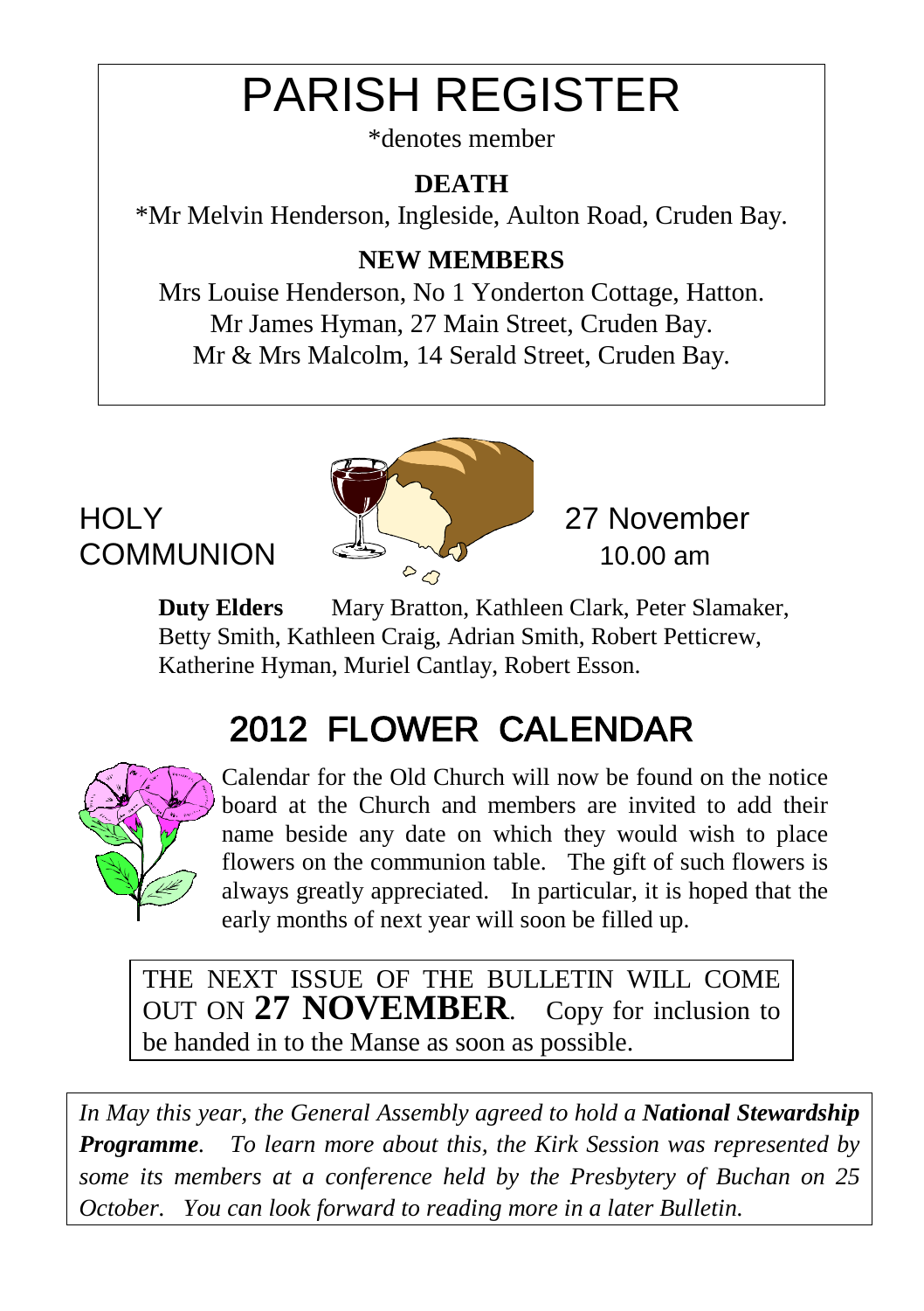# PARISH REGISTER

*denotes member

**DEATH**

*Mr Melvin Henderson, Ingleside, Aulton Road, Cruden Bay.

**NEW MEMBERS**

Mrs Louise Henderson, No 1 Yonderton Cottage, Hatton.
Mr James Hyman, 27 Main Street, Cruden Bay.
Mr & Mrs Malcolm, 14 Serald Street, Cruden Bay.

## HOLY COMMUNION

27 November
10.00 am

**Duty Elders** Mary Bratton, Kathleen Clark, Peter Slamaker, Betty Smith, Kathleen Craig, Adrian Smith, Robert Petticrew, Katherine Hyman, Muriel Cantlay, Robert Esson.

# 2012 FLOWER CALENDAR

Calendar for the Old Church will now be found on the notice board at the Church and members are invited to add their name beside any date on which they would wish to place flowers on the communion table. The gift of such flowers is always greatly appreciated. In particular, it is hoped that the early months of next year will soon be filled up.

THE NEXT ISSUE OF THE BULLETIN WILL COME OUT ON **27 NOVEMBER**. Copy for inclusion to be handed in to the Manse as soon as possible.

*In May this year, the General Assembly agreed to hold a **National Stewardship Programme**. To learn more about this, the Kirk Session was represented by some its members at a conference held by the Presbytery of Buchan on 25 October. You can look forward to reading more in a later Bulletin.*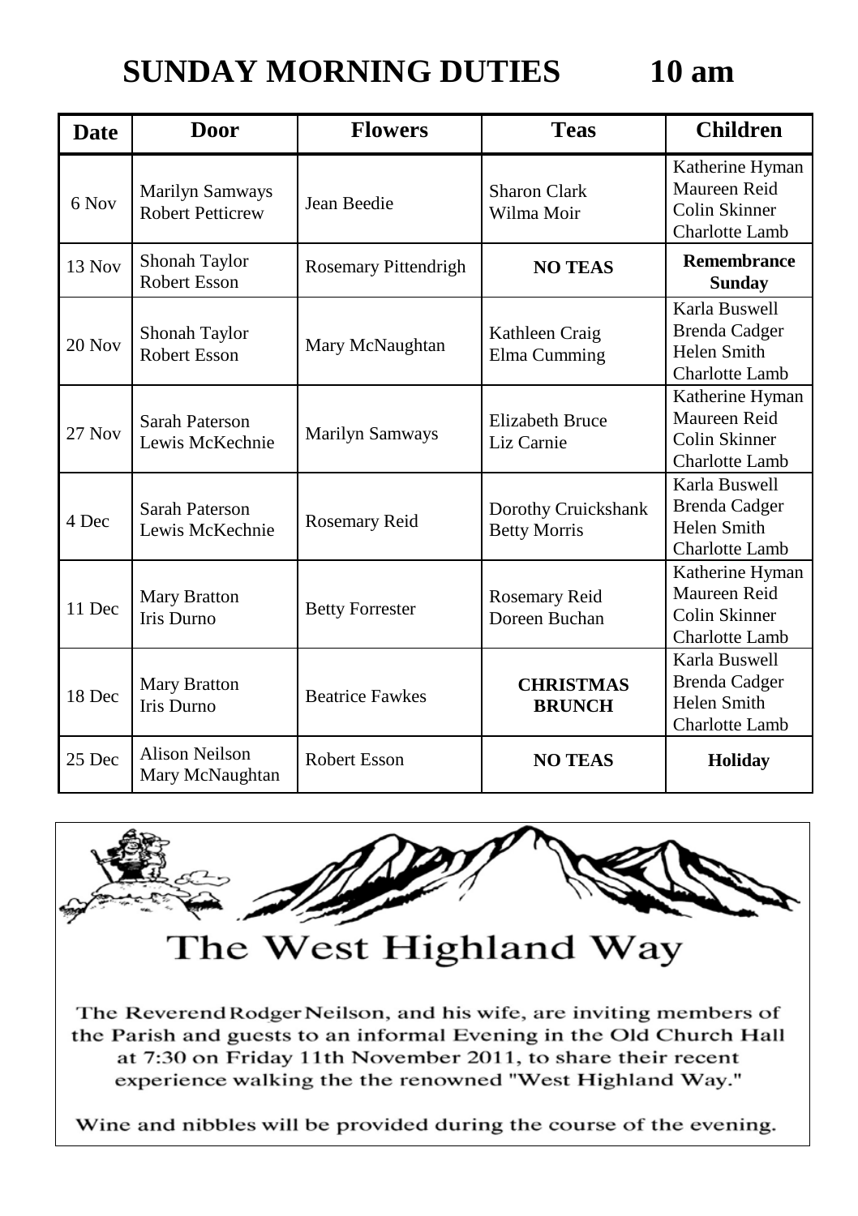# SUNDAY MORNING DUTIES 10 am

| Date | Door | Flowers | Teas | Children |
|---|---|---|---|---|
| 6 Nov | Marilyn Samways<br>Robert Petticrew | Jean Beedie | Sharon Clark<br>Wilma Moir | Katherine Hyman<br>Maureen Reid<br>Colin Skinner<br>Charlotte Lamb |
| 13 Nov | Shonah Taylor<br>Robert Esson | Rosemary Pittendrigh | **NO TEAS** | **Remembrance Sunday** |
| 20 Nov | Shonah Taylor<br>Robert Esson | Mary McNaughtan | Kathleen Craig<br>Elma Cumming | Karla Buswell<br>Brenda Cadger<br>Helen Smith<br>Charlotte Lamb |
| 27 Nov | Sarah Paterson<br>Lewis McKechnie | Marilyn Samways | Elizabeth Bruce<br>Liz Carnie | Katherine Hyman<br>Maureen Reid<br>Colin Skinner<br>Charlotte Lamb |
| 4 Dec | Sarah Paterson<br>Lewis McKechnie | Rosemary Reid | Dorothy Cruickshank<br>Betty Morris | Karla Buswell<br>Brenda Cadger<br>Helen Smith<br>Charlotte Lamb |
| 11 Dec | Mary Bratton<br>Iris Durno | Betty Forrester | Rosemary Reid<br>Doreen Buchan | Katherine Hyman<br>Maureen Reid<br>Colin Skinner<br>Charlotte Lamb |
| 18 Dec | Mary Bratton<br>Iris Durno | Beatrice Fawkes | **CHRISTMAS BRUNCH** | Karla Buswell<br>Brenda Cadger<br>Helen Smith<br>Charlotte Lamb |
| 25 Dec | Alison Neilson<br>Mary McNaughtan | Robert Esson | **NO TEAS** | **Holiday** |

## The West Highland Way

The Reverend Rodger Neilson, and his wife, are inviting members of the Parish and guests to an informal Evening in the Old Church Hall at 7:30 on Friday 11th November 2011, to share their recent experience walking the the renowned "West Highland Way."

Wine and nibbles will be provided during the course of the evening.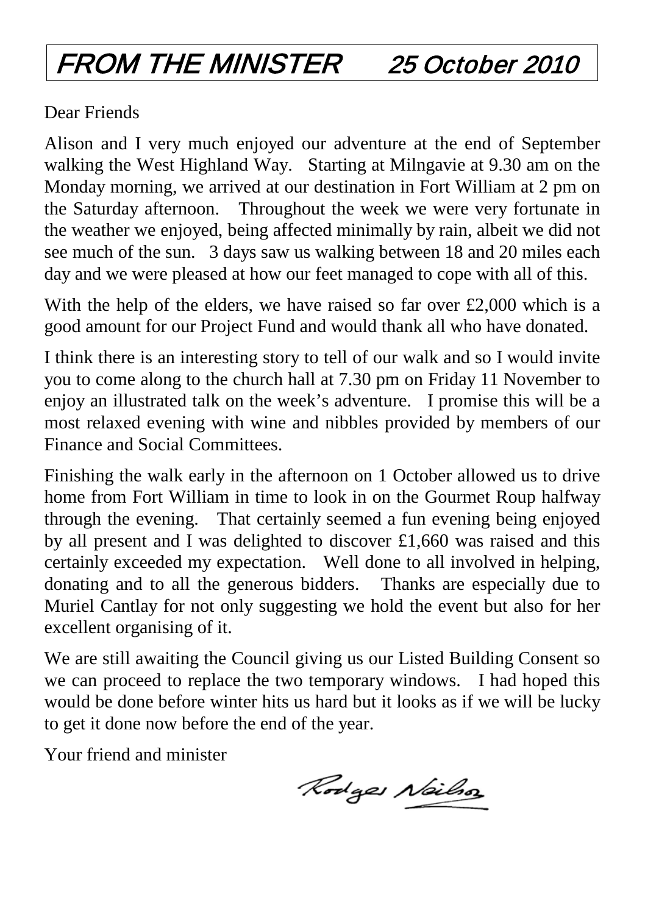# FROM THE MINISTER 25 October 2010

Dear Friends

Alison and I very much enjoyed our adventure at the end of September walking the West Highland Way. Starting at Milngavie at 9.30 am on the Monday morning, we arrived at our destination in Fort William at 2 pm on the Saturday afternoon. Throughout the week we were very fortunate in the weather we enjoyed, being affected minimally by rain, albeit we did not see much of the sun. 3 days saw us walking between 18 and 20 miles each day and we were pleased at how our feet managed to cope with all of this.

With the help of the elders, we have raised so far over £2,000 which is a good amount for our Project Fund and would thank all who have donated.

I think there is an interesting story to tell of our walk and so I would invite you to come along to the church hall at 7.30 pm on Friday 11 November to enjoy an illustrated talk on the week's adventure. I promise this will be a most relaxed evening with wine and nibbles provided by members of our Finance and Social Committees.

Finishing the walk early in the afternoon on 1 October allowed us to drive home from Fort William in time to look in on the Gourmet Roup halfway through the evening. That certainly seemed a fun evening being enjoyed by all present and I was delighted to discover £1,660 was raised and this certainly exceeded my expectation. Well done to all involved in helping, donating and to all the generous bidders. Thanks are especially due to Muriel Cantlay for not only suggesting we hold the event but also for her excellent organising of it.

We are still awaiting the Council giving us our Listed Building Consent so we can proceed to replace the two temporary windows. I had hoped this would be done before winter hits us hard but it looks as if we will be lucky to get it done now before the end of the year.

Your friend and minister

Rodger Neilson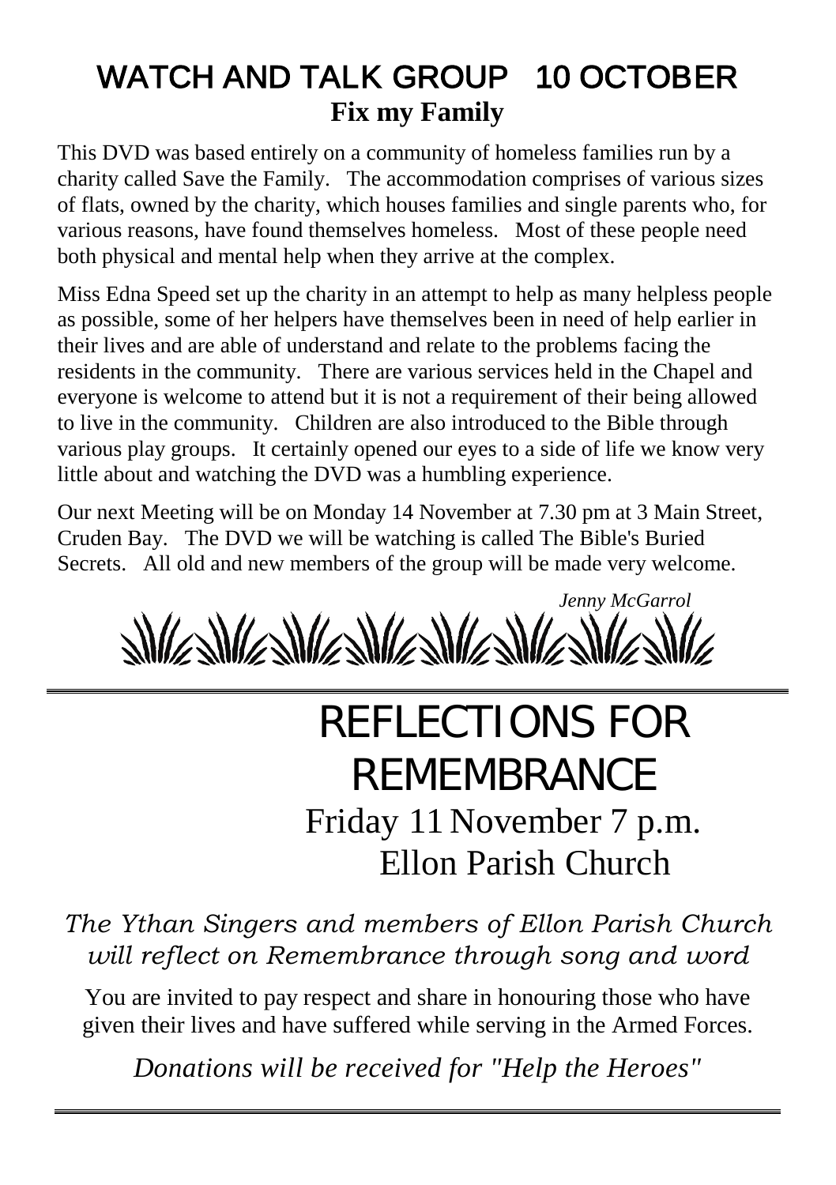## WATCH AND TALK GROUP 10 OCTOBER

**Fix my Family**

This DVD was based entirely on a community of homeless families run by a charity called Save the Family. The accommodation comprises of various sizes of flats, owned by the charity, which houses families and single parents who, for various reasons, have found themselves homeless. Most of these people need both physical and mental help when they arrive at the complex.

Miss Edna Speed set up the charity in an attempt to help as many helpless people as possible, some of her helpers have themselves been in need of help earlier in their lives and are able of understand and relate to the problems facing the residents in the community. There are various services held in the Chapel and everyone is welcome to attend but it is not a requirement of their being allowed to live in the community. Children are also introduced to the Bible through various play groups. It certainly opened our eyes to a side of life we know very little about and watching the DVD was a humbling experience.

Our next Meeting will be on Monday 14 November at 7.30 pm at 3 Main Street, Cruden Bay. The DVD we will be watching is called The Bible's Buried Secrets. All old and new members of the group will be made very welcome.

*Jenny McGarrol*

---

# REFLECTIONS FOR REMEMBRANCE

Friday 11 November 7 p.m.
Ellon Parish Church

*The Ythan Singers and members of Ellon Parish Church will reflect on Remembrance through song and word*

You are invited to pay respect and share in honouring those who have given their lives and have suffered while serving in the Armed Forces.

*Donations will be received for "Help the Heroes"*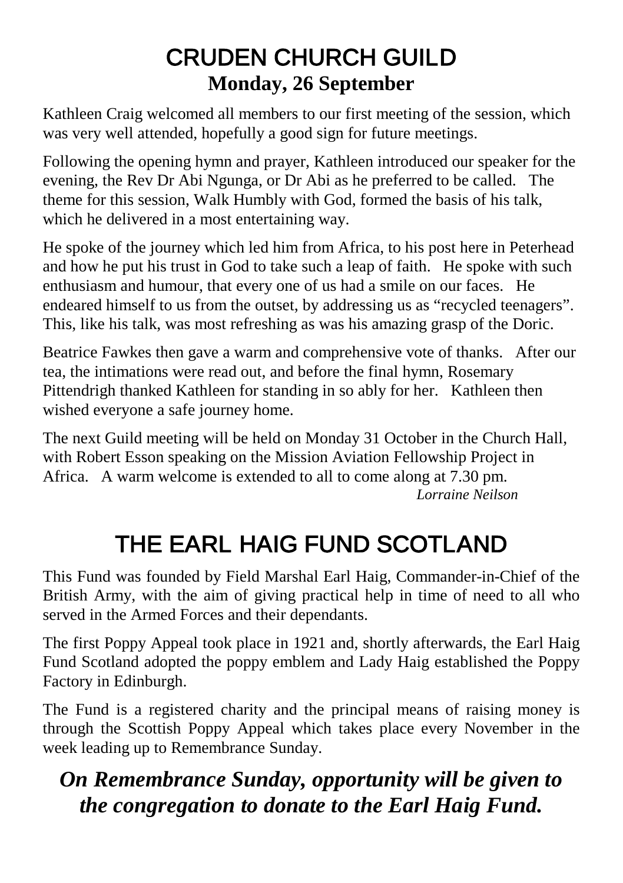# CRUDEN CHURCH GUILD

## Monday, 26 September

Kathleen Craig welcomed all members to our first meeting of the session, which was very well attended, hopefully a good sign for future meetings.

Following the opening hymn and prayer, Kathleen introduced our speaker for the evening, the Rev Dr Abi Ngunga, or Dr Abi as he preferred to be called. The theme for this session, Walk Humbly with God, formed the basis of his talk, which he delivered in a most entertaining way.

He spoke of the journey which led him from Africa, to his post here in Peterhead and how he put his trust in God to take such a leap of faith. He spoke with such enthusiasm and humour, that every one of us had a smile on our faces. He endeared himself to us from the outset, by addressing us as "recycled teenagers". This, like his talk, was most refreshing as was his amazing grasp of the Doric.

Beatrice Fawkes then gave a warm and comprehensive vote of thanks. After our tea, the intimations were read out, and before the final hymn, Rosemary Pittendrigh thanked Kathleen for standing in so ably for her. Kathleen then wished everyone a safe journey home.

The next Guild meeting will be held on Monday 31 October in the Church Hall, with Robert Esson speaking on the Mission Aviation Fellowship Project in Africa. A warm welcome is extended to all to come along at 7.30 pm.

*Lorraine Neilson*

# THE EARL HAIG FUND SCOTLAND

This Fund was founded by Field Marshal Earl Haig, Commander-in-Chief of the British Army, with the aim of giving practical help in time of need to all who served in the Armed Forces and their dependants.

The first Poppy Appeal took place in 1921 and, shortly afterwards, the Earl Haig Fund Scotland adopted the poppy emblem and Lady Haig established the Poppy Factory in Edinburgh.

The Fund is a registered charity and the principal means of raising money is through the Scottish Poppy Appeal which takes place every November in the week leading up to Remembrance Sunday.

***On Remembrance Sunday, opportunity will be given to the congregation to donate to the Earl Haig Fund.***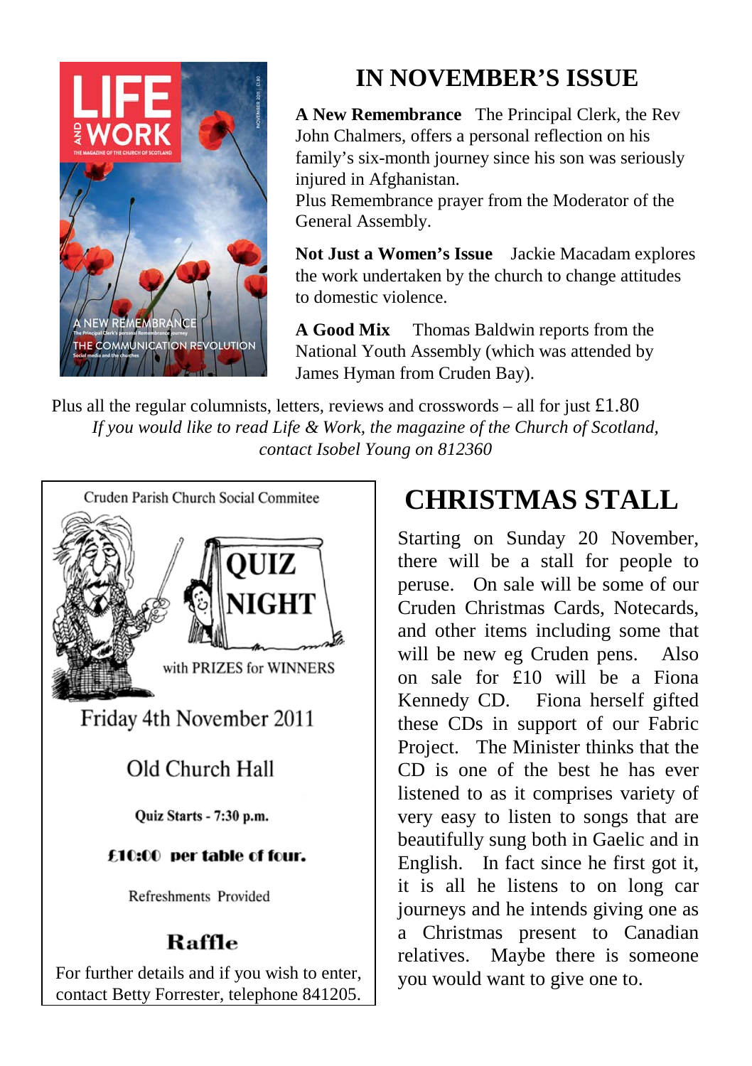## IN NOVEMBER'S ISSUE

**A New Remembrance** The Principal Clerk, the Rev John Chalmers, offers a personal reflection on his family's six-month journey since his son was seriously injured in Afghanistan.
Plus Remembrance prayer from the Moderator of the General Assembly.

**Not Just a Women's Issue** Jackie Macadam explores the work undertaken by the church to change attitudes to domestic violence.

**A Good Mix** Thomas Baldwin reports from the National Youth Assembly (which was attended by James Hyman from Cruden Bay).

Plus all the regular columnists, letters, reviews and crosswords – all for just £1.80

*If you would like to read Life & Work, the magazine of the Church of Scotland, contact Isobel Young on 812360*

Cruden Parish Church Social Commitee

### QUIZ NIGHT

with PRIZES for WINNERS

Friday 4th November 2011

Old Church Hall

**Quiz Starts - 7:30 p.m.**

**£10:00 per table of four.**

Refreshments Provided

**Raffle**

For further details and if you wish to enter, contact Betty Forrester, telephone 841205.

## CHRISTMAS STALL

Starting on Sunday 20 November, there will be a stall for people to peruse. On sale will be some of our Cruden Christmas Cards, Notecards, and other items including some that will be new eg Cruden pens. Also on sale for £10 will be a Fiona Kennedy CD. Fiona herself gifted these CDs in support of our Fabric Project. The Minister thinks that the CD is one of the best he has ever listened to as it comprises variety of very easy to listen to songs that are beautifully sung both in Gaelic and in English. In fact since he first got it, it is all he listens to on long car journeys and he intends giving one as a Christmas present to Canadian relatives. Maybe there is someone you would want to give one to.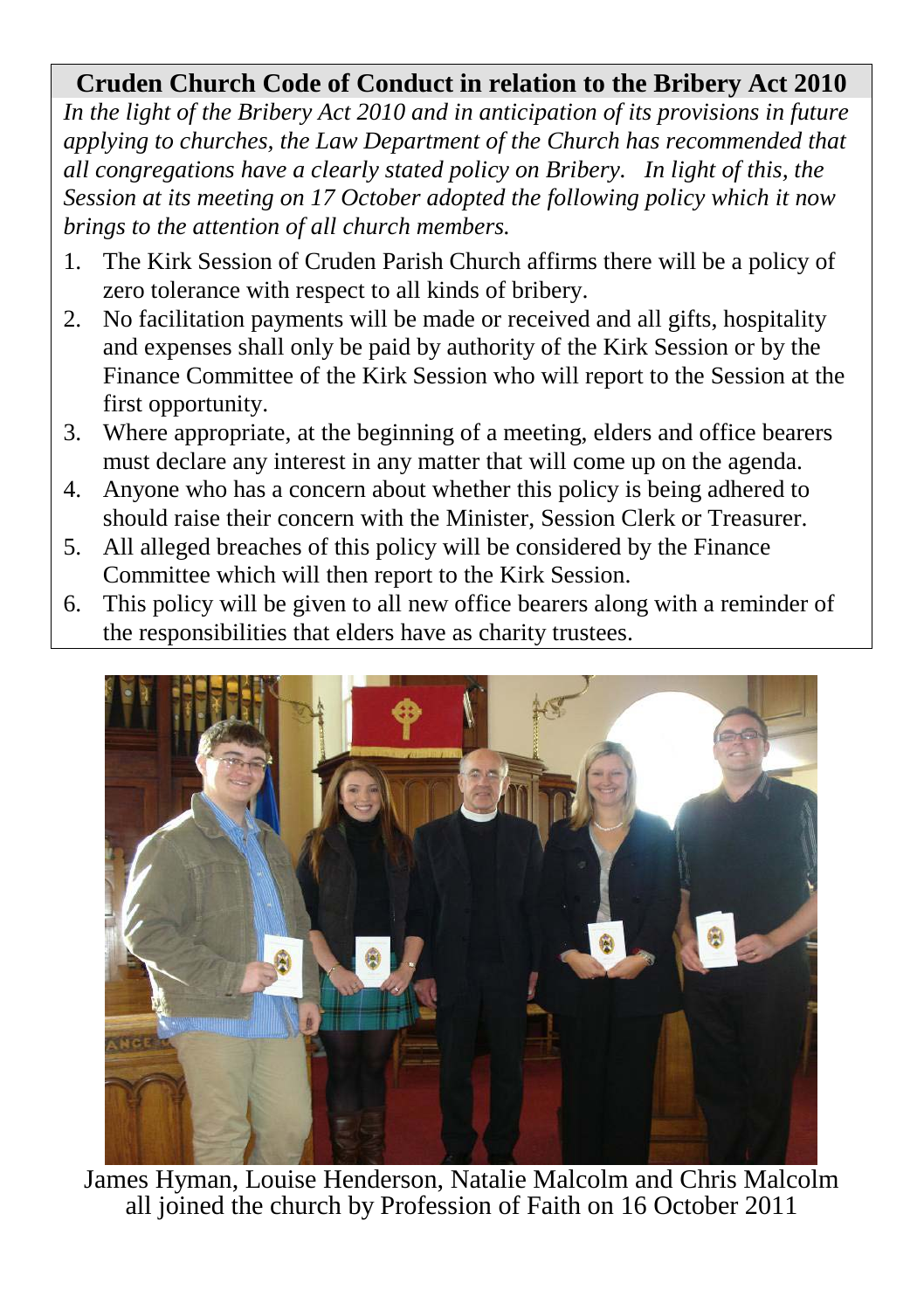## Cruden Church Code of Conduct in relation to the Bribery Act 2010

*In the light of the Bribery Act 2010 and in anticipation of its provisions in future applying to churches, the Law Department of the Church has recommended that all congregations have a clearly stated policy on Bribery. In light of this, the Session at its meeting on 17 October adopted the following policy which it now brings to the attention of all church members.*

1. The Kirk Session of Cruden Parish Church affirms there will be a policy of zero tolerance with respect to all kinds of bribery.
2. No facilitation payments will be made or received and all gifts, hospitality and expenses shall only be paid by authority of the Kirk Session or by the Finance Committee of the Kirk Session who will report to the Session at the first opportunity.
3. Where appropriate, at the beginning of a meeting, elders and office bearers must declare any interest in any matter that will come up on the agenda.
4. Anyone who has a concern about whether this policy is being adhered to should raise their concern with the Minister, Session Clerk or Treasurer.
5. All alleged breaches of this policy will be considered by the Finance Committee which will then report to the Kirk Session.
6. This policy will be given to all new office bearers along with a reminder of the responsibilities that elders have as charity trustees.

James Hyman, Louise Henderson, Natalie Malcolm and Chris Malcolm all joined the church by Profession of Faith on 16 October 2011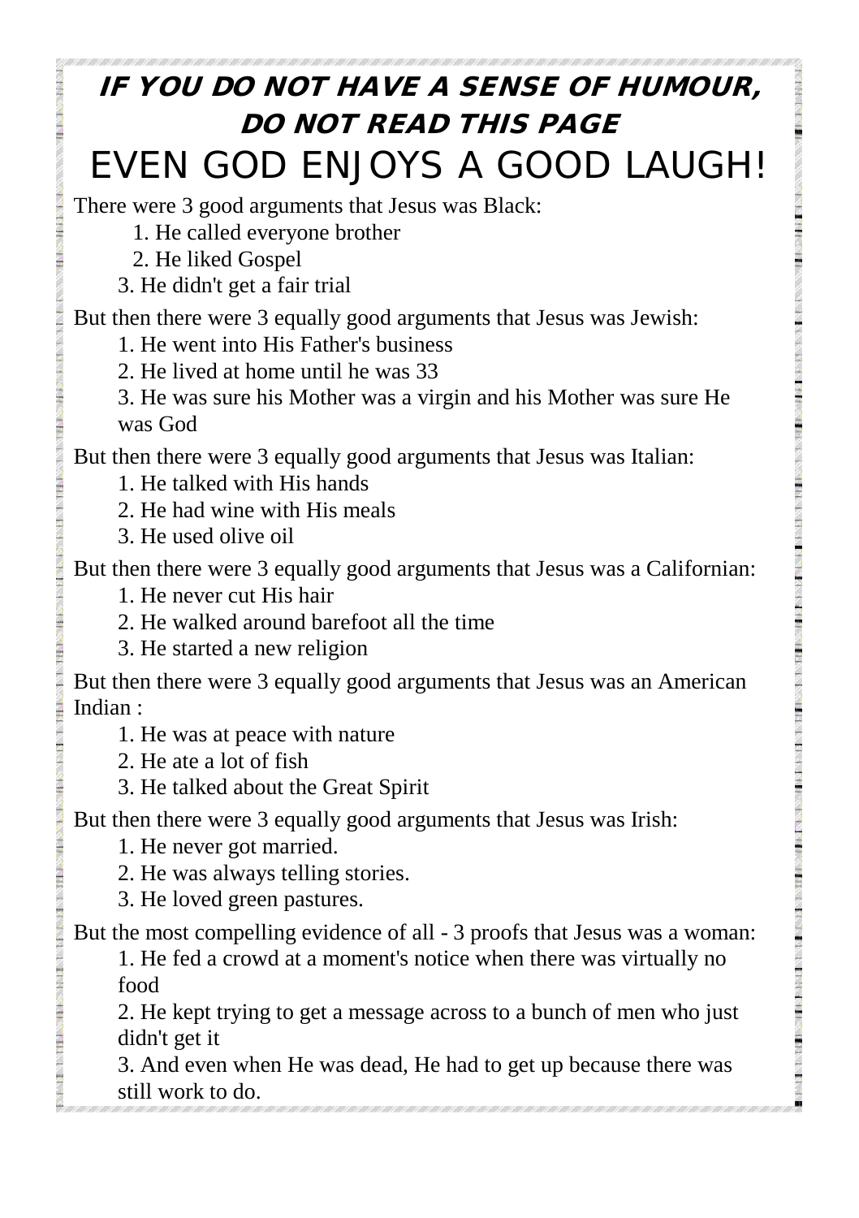# IF YOU DO NOT HAVE A SENSE OF HUMOUR, DO NOT READ THIS PAGE

## EVEN GOD ENJOYS A GOOD LAUGH!

There were 3 good arguments that Jesus was Black:

1. He called everyone brother
2. He liked Gospel
3. He didn't get a fair trial

But then there were 3 equally good arguments that Jesus was Jewish:

1. He went into His Father's business
2. He lived at home until he was 33
3. He was sure his Mother was a virgin and his Mother was sure He was God

But then there were 3 equally good arguments that Jesus was Italian:

1. He talked with His hands
2. He had wine with His meals
3. He used olive oil

But then there were 3 equally good arguments that Jesus was a Californian:

1. He never cut His hair
2. He walked around barefoot all the time
3. He started a new religion

But then there were 3 equally good arguments that Jesus was an American Indian :

1. He was at peace with nature
2. He ate a lot of fish
3. He talked about the Great Spirit

But then there were 3 equally good arguments that Jesus was Irish:

1. He never got married.
2. He was always telling stories.
3. He loved green pastures.

But the most compelling evidence of all - 3 proofs that Jesus was a woman:

1. He fed a crowd at a moment's notice when there was virtually no food
2. He kept trying to get a message across to a bunch of men who just didn't get it
3. And even when He was dead, He had to get up because there was still work to do.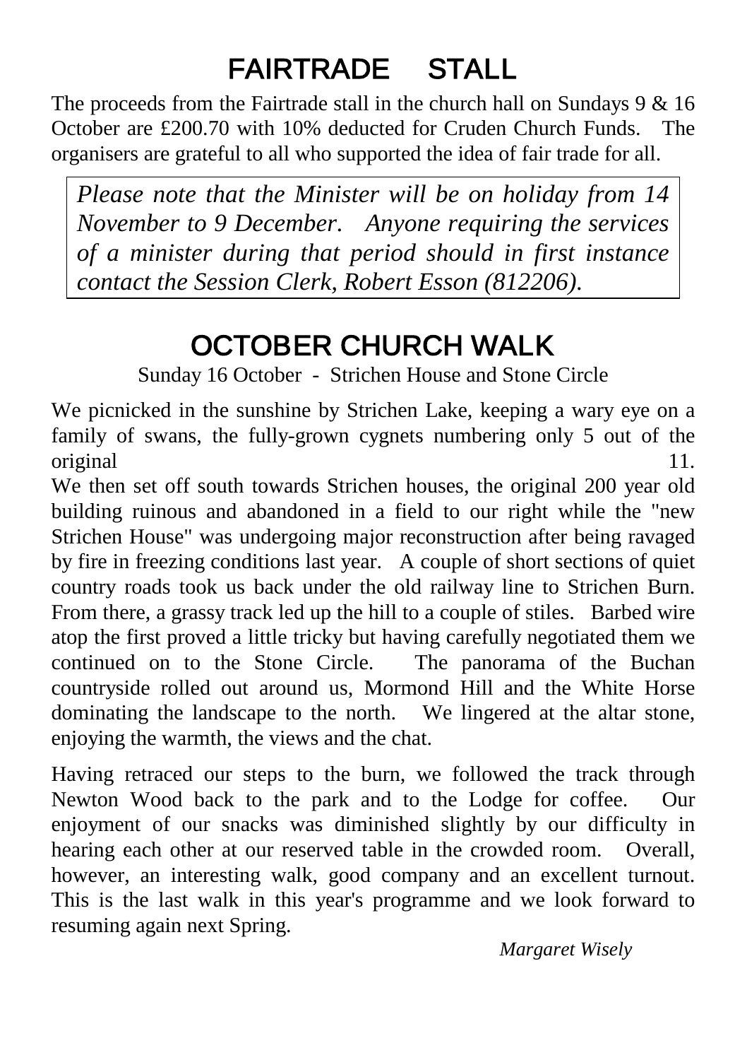# FAIRTRADE STALL

The proceeds from the Fairtrade stall in the church hall on Sundays 9 & 16 October are £200.70 with 10% deducted for Cruden Church Funds. The organisers are grateful to all who supported the idea of fair trade for all.

*Please note that the Minister will be on holiday from 14 November to 9 December. Anyone requiring the services of a minister during that period should in first instance contact the Session Clerk, Robert Esson (812206).*

# OCTOBER CHURCH WALK

Sunday 16 October - Strichen House and Stone Circle

We picnicked in the sunshine by Strichen Lake, keeping a wary eye on a family of swans, the fully-grown cygnets numbering only 5 out of the original 11.

We then set off south towards Strichen houses, the original 200 year old building ruinous and abandoned in a field to our right while the "new Strichen House" was undergoing major reconstruction after being ravaged by fire in freezing conditions last year. A couple of short sections of quiet country roads took us back under the old railway line to Strichen Burn. From there, a grassy track led up the hill to a couple of stiles. Barbed wire atop the first proved a little tricky but having carefully negotiated them we continued on to the Stone Circle. The panorama of the Buchan countryside rolled out around us, Mormond Hill and the White Horse dominating the landscape to the north. We lingered at the altar stone, enjoying the warmth, the views and the chat.

Having retraced our steps to the burn, we followed the track through Newton Wood back to the park and to the Lodge for coffee. Our enjoyment of our snacks was diminished slightly by our difficulty in hearing each other at our reserved table in the crowded room. Overall, however, an interesting walk, good company and an excellent turnout. This is the last walk in this year's programme and we look forward to resuming again next Spring.

*Margaret Wisely*